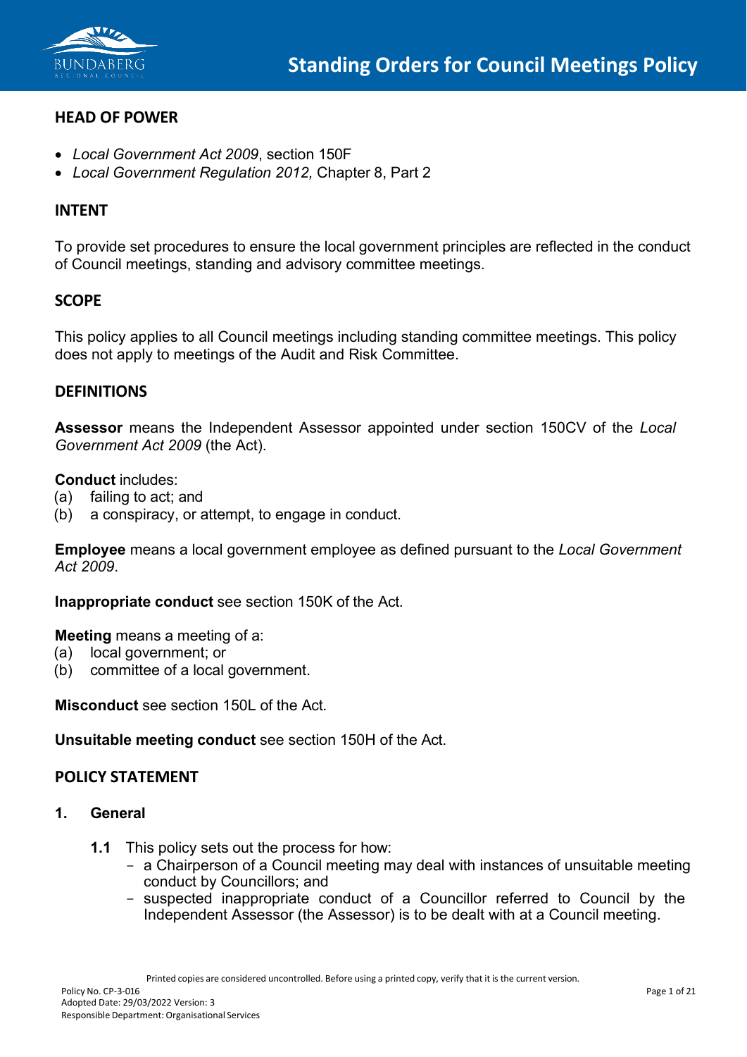# Standing Orders for Council Meetings Policy

## HEAD OF POWER

- *Local Government Act 2009*, section 150F
- *Local Government Regulation 2012,* Chapter 8, Part 2

## INTENT

To provide set procedures to ensure the local government principles are reflected in the conduct of Council meetings, standing and advisory committee meetings.

## SCOPE

This policy applies to all Council meetings including standing committee meetings. This policy does not apply to meetings of the Audit and Risk Committee.

## DEFINITIONS

**Assessor** means the Independent Assessor appointed under section 150CV of the *Local Government Act 2009* (the Act).

**Conduct** includes:
(a) failing to act; and
(b) a conspiracy, or attempt, to engage in conduct.

**Employee** means a local government employee as defined pursuant to the *Local Government Act 2009*.

**Inappropriate conduct** see section 150K of the Act.

**Meeting** means a meeting of a:
(a) local government; or
(b) committee of a local government.

**Misconduct** see section 150L of the Act.

**Unsuitable meeting conduct** see section 150H of the Act.

## POLICY STATEMENT

### 1. General

**1.1** This policy sets out the process for how:
- a Chairperson of a Council meeting may deal with instances of unsuitable meeting conduct by Councillors; and
- suspected inappropriate conduct of a Councillor referred to Council by the Independent Assessor (the Assessor) is to be dealt with at a Council meeting.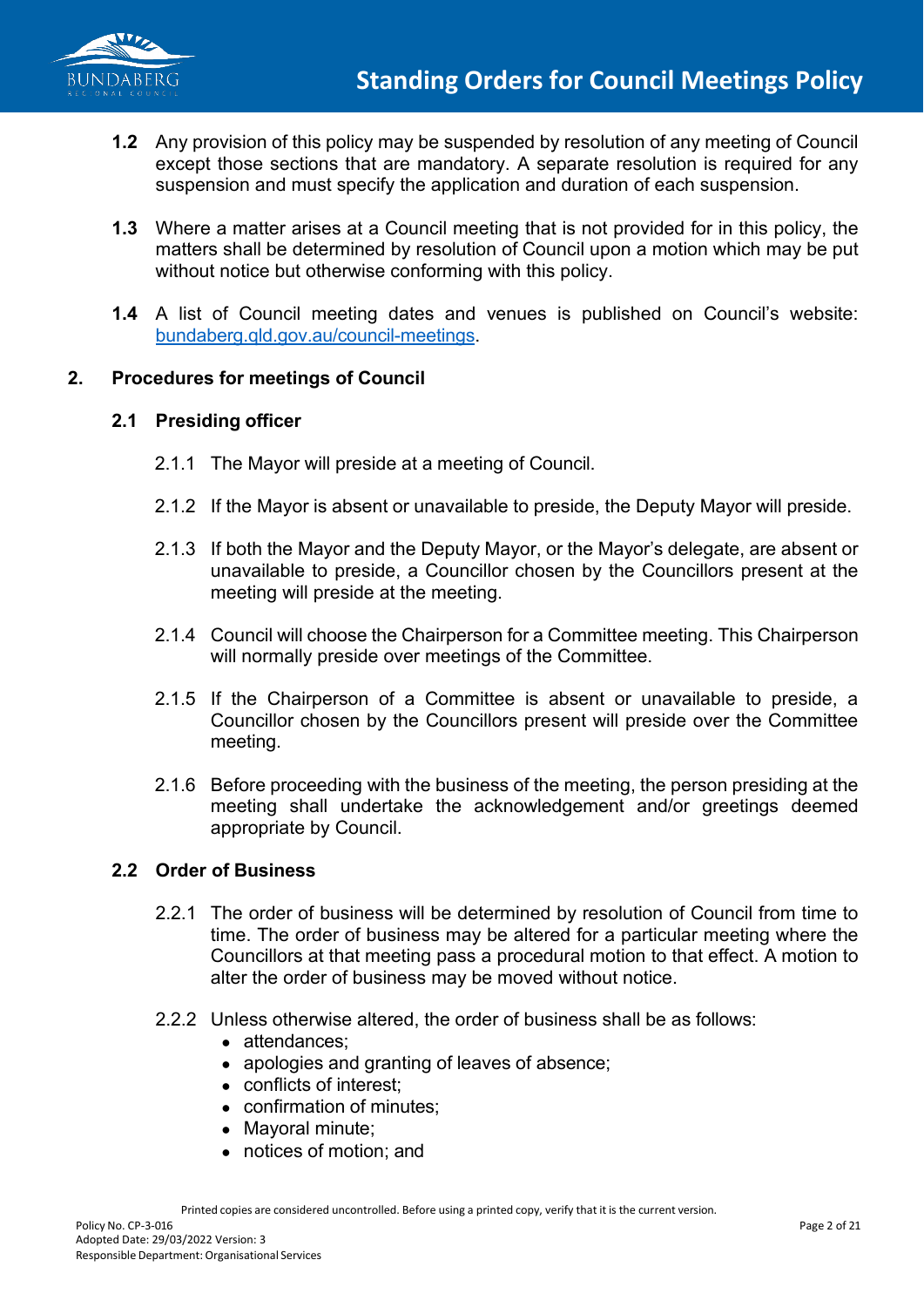**1.2** Any provision of this policy may be suspended by resolution of any meeting of Council except those sections that are mandatory. A separate resolution is required for any suspension and must specify the application and duration of each suspension.

**1.3** Where a matter arises at a Council meeting that is not provided for in this policy, the matters shall be determined by resolution of Council upon a motion which may be put without notice but otherwise conforming with this policy.

**1.4** A list of Council meeting dates and venues is published on Council's website: [bundaberg.qld.gov.au/council-meetings](bundaberg.qld.gov.au/council-meetings).

## 2. Procedures for meetings of Council

### 2.1 Presiding officer

2.1.1 The Mayor will preside at a meeting of Council.

2.1.2 If the Mayor is absent or unavailable to preside, the Deputy Mayor will preside.

2.1.3 If both the Mayor and the Deputy Mayor, or the Mayor's delegate, are absent or unavailable to preside, a Councillor chosen by the Councillors present at the meeting will preside at the meeting.

2.1.4 Council will choose the Chairperson for a Committee meeting. This Chairperson will normally preside over meetings of the Committee.

2.1.5 If the Chairperson of a Committee is absent or unavailable to preside, a Councillor chosen by the Councillors present will preside over the Committee meeting.

2.1.6 Before proceeding with the business of the meeting, the person presiding at the meeting shall undertake the acknowledgement and/or greetings deemed appropriate by Council.

### 2.2 Order of Business

2.2.1 The order of business will be determined by resolution of Council from time to time. The order of business may be altered for a particular meeting where the Councillors at that meeting pass a procedural motion to that effect. A motion to alter the order of business may be moved without notice.

2.2.2 Unless otherwise altered, the order of business shall be as follows:

- attendances;
- apologies and granting of leaves of absence;
- conflicts of interest;
- confirmation of minutes;
- Mayoral minute;
- notices of motion; and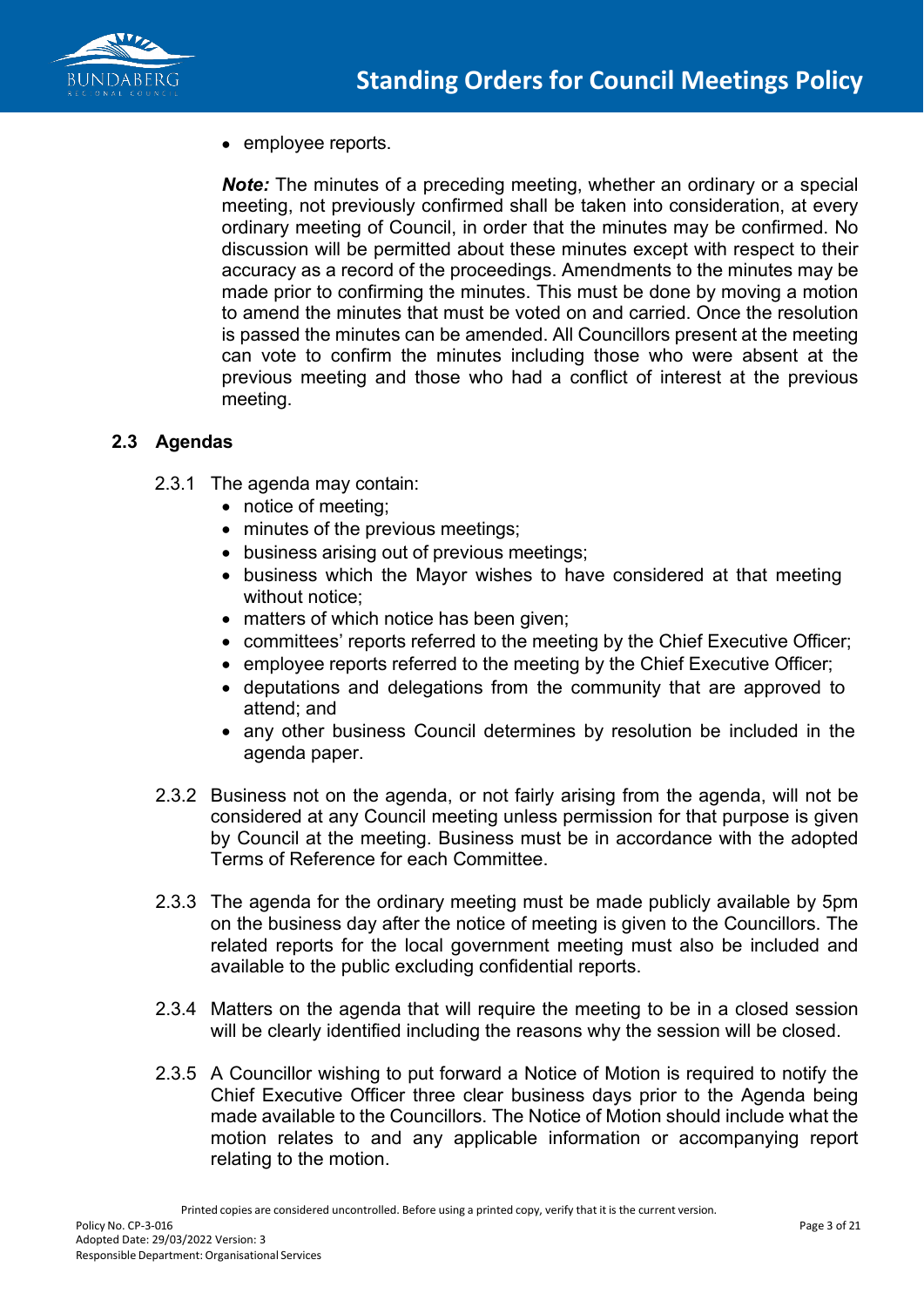- employee reports.

***Note:*** The minutes of a preceding meeting, whether an ordinary or a special meeting, not previously confirmed shall be taken into consideration, at every ordinary meeting of Council, in order that the minutes may be confirmed. No discussion will be permitted about these minutes except with respect to their accuracy as a record of the proceedings. Amendments to the minutes may be made prior to confirming the minutes. This must be done by moving a motion to amend the minutes that must be voted on and carried. Once the resolution is passed the minutes can be amended. All Councillors present at the meeting can vote to confirm the minutes including those who were absent at the previous meeting and those who had a conflict of interest at the previous meeting.

### 2.3 Agendas

2.3.1 The agenda may contain:

- notice of meeting;
- minutes of the previous meetings;
- business arising out of previous meetings;
- business which the Mayor wishes to have considered at that meeting without notice;
- matters of which notice has been given;
- committees' reports referred to the meeting by the Chief Executive Officer;
- employee reports referred to the meeting by the Chief Executive Officer;
- deputations and delegations from the community that are approved to attend; and
- any other business Council determines by resolution be included in the agenda paper.

2.3.2 Business not on the agenda, or not fairly arising from the agenda, will not be considered at any Council meeting unless permission for that purpose is given by Council at the meeting. Business must be in accordance with the adopted Terms of Reference for each Committee.

2.3.3 The agenda for the ordinary meeting must be made publicly available by 5pm on the business day after the notice of meeting is given to the Councillors. The related reports for the local government meeting must also be included and available to the public excluding confidential reports.

2.3.4 Matters on the agenda that will require the meeting to be in a closed session will be clearly identified including the reasons why the session will be closed.

2.3.5 A Councillor wishing to put forward a Notice of Motion is required to notify the Chief Executive Officer three clear business days prior to the Agenda being made available to the Councillors. The Notice of Motion should include what the motion relates to and any applicable information or accompanying report relating to the motion.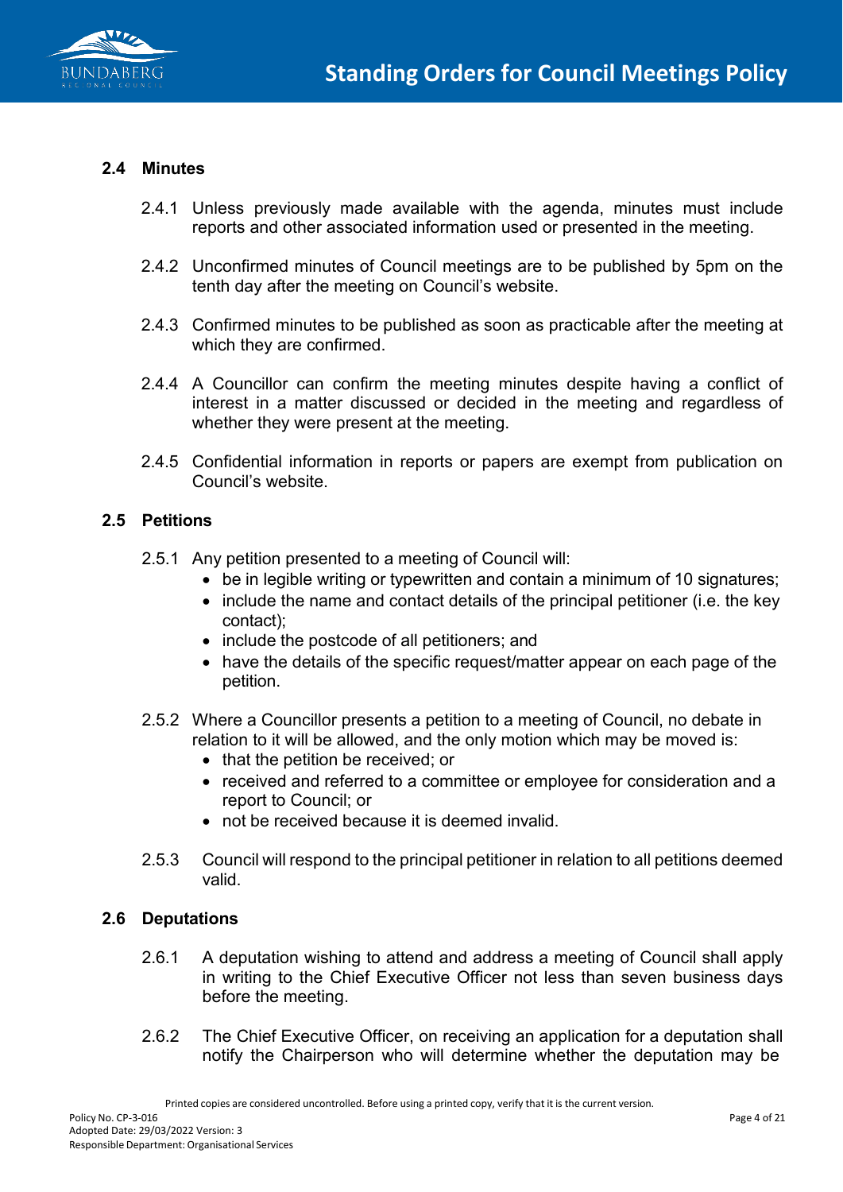### 2.4 Minutes

2.4.1 Unless previously made available with the agenda, minutes must include reports and other associated information used or presented in the meeting.

2.4.2 Unconfirmed minutes of Council meetings are to be published by 5pm on the tenth day after the meeting on Council's website.

2.4.3 Confirmed minutes to be published as soon as practicable after the meeting at which they are confirmed.

2.4.4 A Councillor can confirm the meeting minutes despite having a conflict of interest in a matter discussed or decided in the meeting and regardless of whether they were present at the meeting.

2.4.5 Confidential information in reports or papers are exempt from publication on Council's website.

### 2.5 Petitions

2.5.1 Any petition presented to a meeting of Council will:

- be in legible writing or typewritten and contain a minimum of 10 signatures;
- include the name and contact details of the principal petitioner (i.e. the key contact);
- include the postcode of all petitioners; and
- have the details of the specific request/matter appear on each page of the petition.

2.5.2 Where a Councillor presents a petition to a meeting of Council, no debate in relation to it will be allowed, and the only motion which may be moved is:

- that the petition be received; or
- received and referred to a committee or employee for consideration and a report to Council; or
- not be received because it is deemed invalid.

2.5.3 Council will respond to the principal petitioner in relation to all petitions deemed valid.

### 2.6 Deputations

2.6.1 A deputation wishing to attend and address a meeting of Council shall apply in writing to the Chief Executive Officer not less than seven business days before the meeting.

2.6.2 The Chief Executive Officer, on receiving an application for a deputation shall notify the Chairperson who will determine whether the deputation may be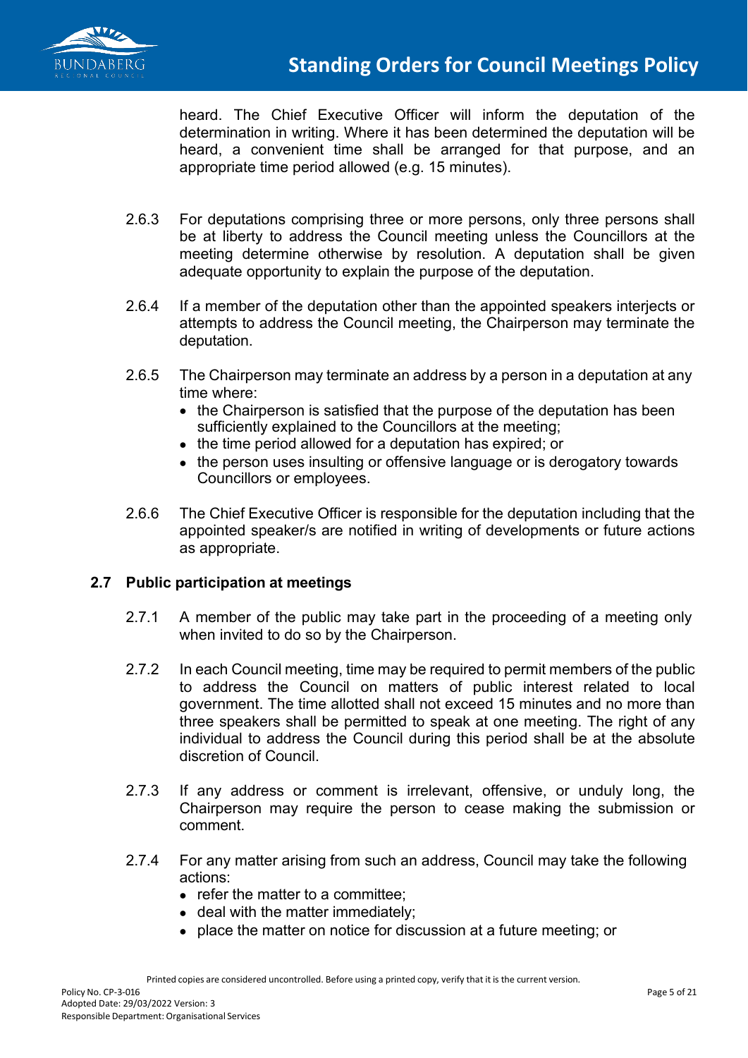heard. The Chief Executive Officer will inform the deputation of the determination in writing. Where it has been determined the deputation will be heard, a convenient time shall be arranged for that purpose, and an appropriate time period allowed (e.g. 15 minutes).

2.6.3 For deputations comprising three or more persons, only three persons shall be at liberty to address the Council meeting unless the Councillors at the meeting determine otherwise by resolution. A deputation shall be given adequate opportunity to explain the purpose of the deputation.

2.6.4 If a member of the deputation other than the appointed speakers interjects or attempts to address the Council meeting, the Chairperson may terminate the deputation.

2.6.5 The Chairperson may terminate an address by a person in a deputation at any time where:

- the Chairperson is satisfied that the purpose of the deputation has been sufficiently explained to the Councillors at the meeting;
- the time period allowed for a deputation has expired; or
- the person uses insulting or offensive language or is derogatory towards Councillors or employees.

2.6.6 The Chief Executive Officer is responsible for the deputation including that the appointed speaker/s are notified in writing of developments or future actions as appropriate.

### 2.7 Public participation at meetings

2.7.1 A member of the public may take part in the proceeding of a meeting only when invited to do so by the Chairperson.

2.7.2 In each Council meeting, time may be required to permit members of the public to address the Council on matters of public interest related to local government. The time allotted shall not exceed 15 minutes and no more than three speakers shall be permitted to speak at one meeting. The right of any individual to address the Council during this period shall be at the absolute discretion of Council.

2.7.3 If any address or comment is irrelevant, offensive, or unduly long, the Chairperson may require the person to cease making the submission or comment.

2.7.4 For any matter arising from such an address, Council may take the following actions:

- refer the matter to a committee;
- deal with the matter immediately;
- place the matter on notice for discussion at a future meeting; or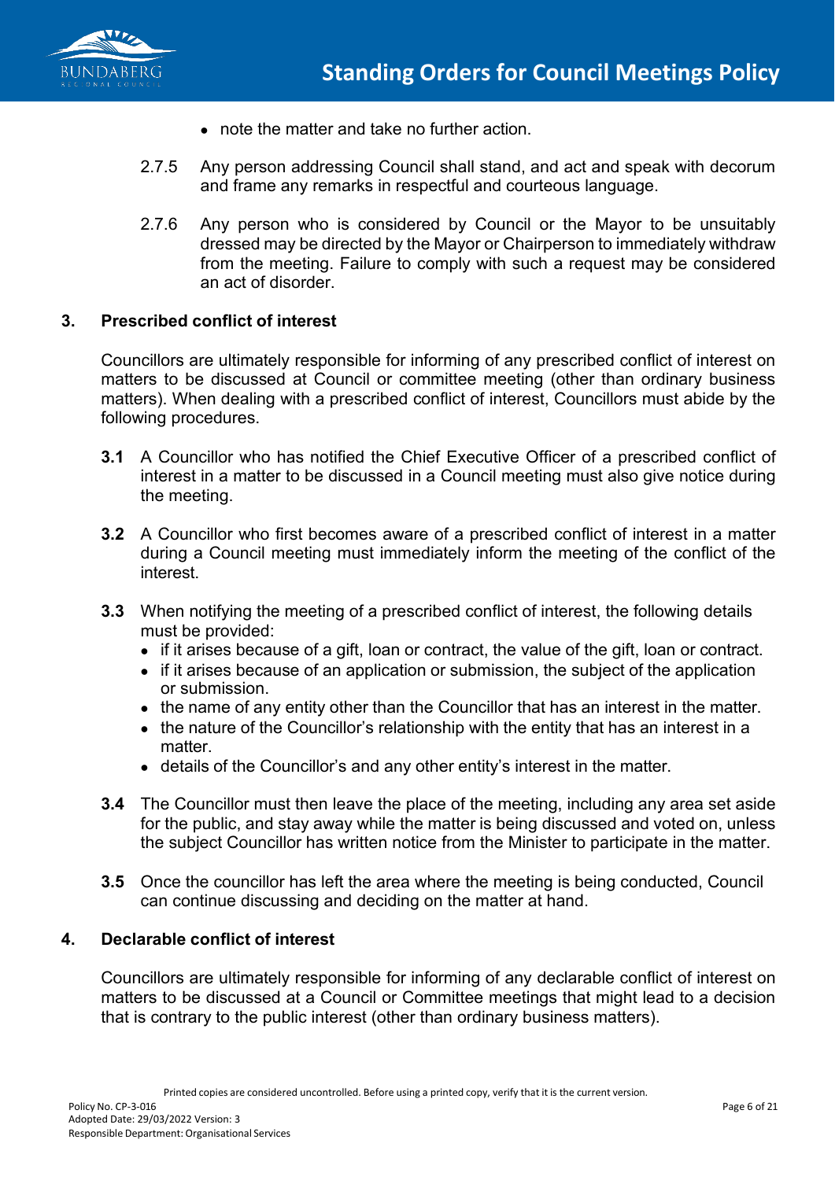- note the matter and take no further action.

2.7.5 Any person addressing Council shall stand, and act and speak with decorum and frame any remarks in respectful and courteous language.

2.7.6 Any person who is considered by Council or the Mayor to be unsuitably dressed may be directed by the Mayor or Chairperson to immediately withdraw from the meeting. Failure to comply with such a request may be considered an act of disorder.

## 3. Prescribed conflict of interest

Councillors are ultimately responsible for informing of any prescribed conflict of interest on matters to be discussed at Council or committee meeting (other than ordinary business matters). When dealing with a prescribed conflict of interest, Councillors must abide by the following procedures.

**3.1** A Councillor who has notified the Chief Executive Officer of a prescribed conflict of interest in a matter to be discussed in a Council meeting must also give notice during the meeting.

**3.2** A Councillor who first becomes aware of a prescribed conflict of interest in a matter during a Council meeting must immediately inform the meeting of the conflict of the interest.

**3.3** When notifying the meeting of a prescribed conflict of interest, the following details must be provided:

- if it arises because of a gift, loan or contract, the value of the gift, loan or contract.
- if it arises because of an application or submission, the subject of the application or submission.
- the name of any entity other than the Councillor that has an interest in the matter.
- the nature of the Councillor's relationship with the entity that has an interest in a matter.
- details of the Councillor's and any other entity's interest in the matter.

**3.4** The Councillor must then leave the place of the meeting, including any area set aside for the public, and stay away while the matter is being discussed and voted on, unless the subject Councillor has written notice from the Minister to participate in the matter.

**3.5** Once the councillor has left the area where the meeting is being conducted, Council can continue discussing and deciding on the matter at hand.

## 4. Declarable conflict of interest

Councillors are ultimately responsible for informing of any declarable conflict of interest on matters to be discussed at a Council or Committee meetings that might lead to a decision that is contrary to the public interest (other than ordinary business matters).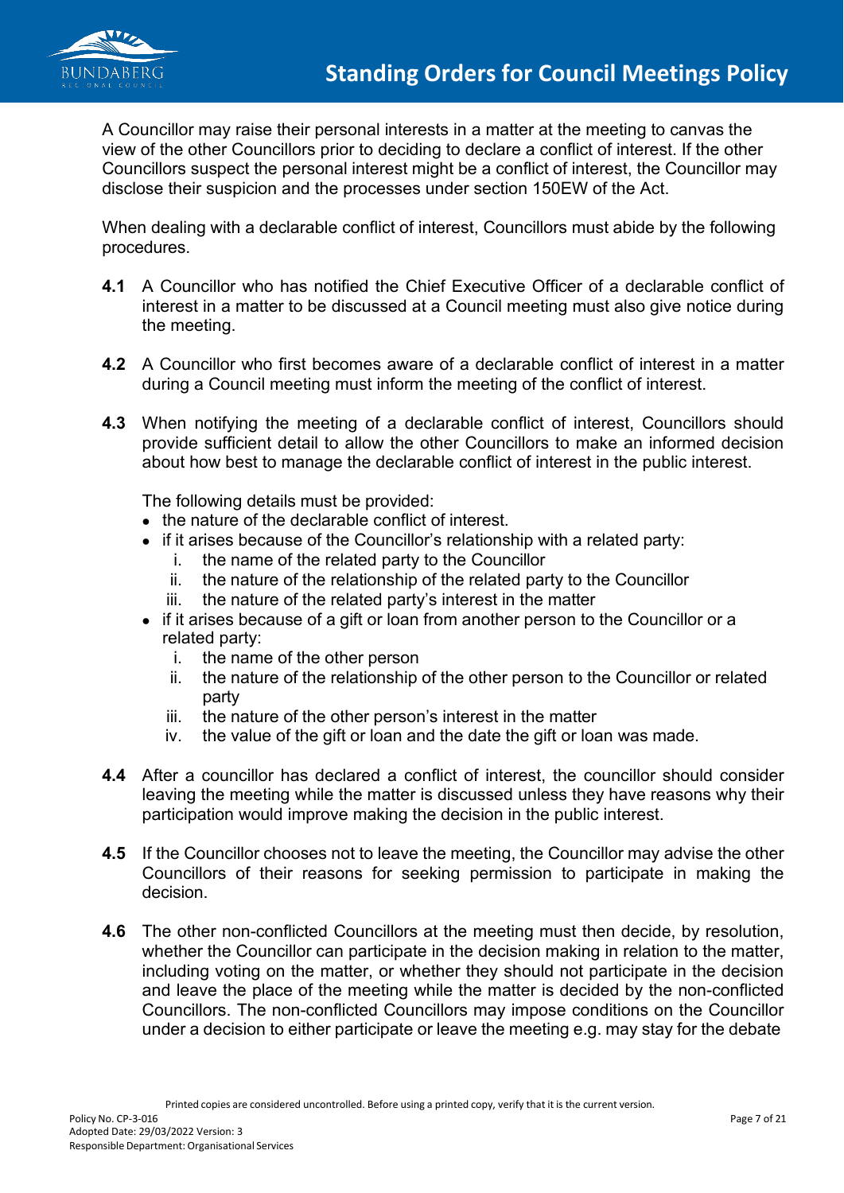A Councillor may raise their personal interests in a matter at the meeting to canvas the view of the other Councillors prior to deciding to declare a conflict of interest. If the other Councillors suspect the personal interest might be a conflict of interest, the Councillor may disclose their suspicion and the processes under section 150EW of the Act.

When dealing with a declarable conflict of interest, Councillors must abide by the following procedures.

**4.1** A Councillor who has notified the Chief Executive Officer of a declarable conflict of interest in a matter to be discussed at a Council meeting must also give notice during the meeting.

**4.2** A Councillor who first becomes aware of a declarable conflict of interest in a matter during a Council meeting must inform the meeting of the conflict of interest.

**4.3** When notifying the meeting of a declarable conflict of interest, Councillors should provide sufficient detail to allow the other Councillors to make an informed decision about how best to manage the declarable conflict of interest in the public interest.

The following details must be provided:

- the nature of the declarable conflict of interest.
- if it arises because of the Councillor's relationship with a related party:
    i. the name of the related party to the Councillor
    ii. the nature of the relationship of the related party to the Councillor
    iii. the nature of the related party's interest in the matter
- if it arises because of a gift or loan from another person to the Councillor or a related party:
    i. the name of the other person
    ii. the nature of the relationship of the other person to the Councillor or related party
    iii. the nature of the other person's interest in the matter
    iv. the value of the gift or loan and the date the gift or loan was made.

**4.4** After a councillor has declared a conflict of interest, the councillor should consider leaving the meeting while the matter is discussed unless they have reasons why their participation would improve making the decision in the public interest.

**4.5** If the Councillor chooses not to leave the meeting, the Councillor may advise the other Councillors of their reasons for seeking permission to participate in making the decision.

**4.6** The other non-conflicted Councillors at the meeting must then decide, by resolution, whether the Councillor can participate in the decision making in relation to the matter, including voting on the matter, or whether they should not participate in the decision and leave the place of the meeting while the matter is decided by the non-conflicted Councillors. The non-conflicted Councillors may impose conditions on the Councillor under a decision to either participate or leave the meeting e.g. may stay for the debate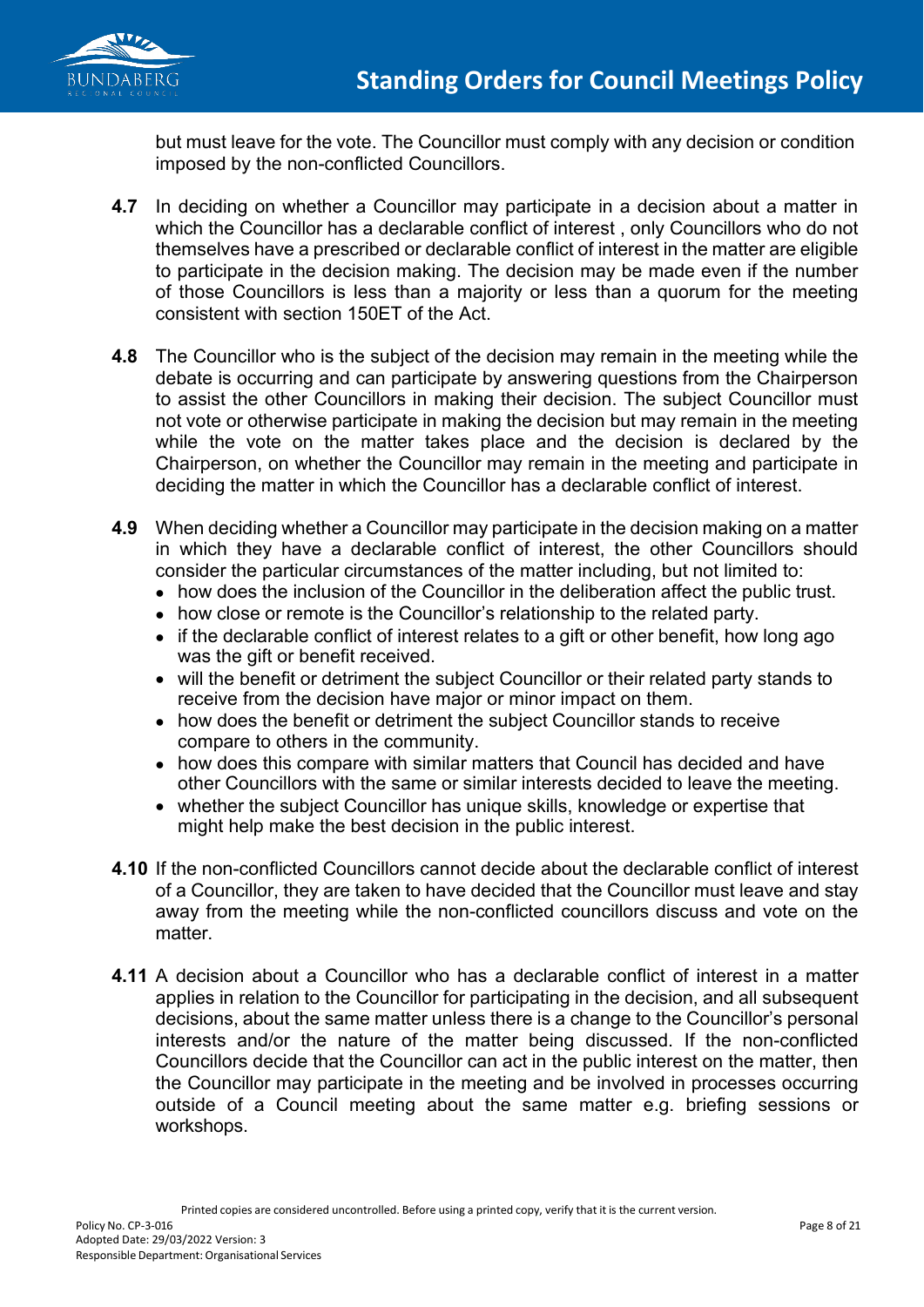but must leave for the vote. The Councillor must comply with any decision or condition imposed by the non-conflicted Councillors.

**4.7** In deciding on whether a Councillor may participate in a decision about a matter in which the Councillor has a declarable conflict of interest , only Councillors who do not themselves have a prescribed or declarable conflict of interest in the matter are eligible to participate in the decision making. The decision may be made even if the number of those Councillors is less than a majority or less than a quorum for the meeting consistent with section 150ET of the Act.

**4.8** The Councillor who is the subject of the decision may remain in the meeting while the debate is occurring and can participate by answering questions from the Chairperson to assist the other Councillors in making their decision. The subject Councillor must not vote or otherwise participate in making the decision but may remain in the meeting while the vote on the matter takes place and the decision is declared by the Chairperson, on whether the Councillor may remain in the meeting and participate in deciding the matter in which the Councillor has a declarable conflict of interest.

**4.9** When deciding whether a Councillor may participate in the decision making on a matter in which they have a declarable conflict of interest, the other Councillors should consider the particular circumstances of the matter including, but not limited to:

- how does the inclusion of the Councillor in the deliberation affect the public trust.
- how close or remote is the Councillor's relationship to the related party.
- if the declarable conflict of interest relates to a gift or other benefit, how long ago was the gift or benefit received.
- will the benefit or detriment the subject Councillor or their related party stands to receive from the decision have major or minor impact on them.
- how does the benefit or detriment the subject Councillor stands to receive compare to others in the community.
- how does this compare with similar matters that Council has decided and have other Councillors with the same or similar interests decided to leave the meeting.
- whether the subject Councillor has unique skills, knowledge or expertise that might help make the best decision in the public interest.

**4.10** If the non-conflicted Councillors cannot decide about the declarable conflict of interest of a Councillor, they are taken to have decided that the Councillor must leave and stay away from the meeting while the non-conflicted councillors discuss and vote on the matter.

**4.11** A decision about a Councillor who has a declarable conflict of interest in a matter applies in relation to the Councillor for participating in the decision, and all subsequent decisions, about the same matter unless there is a change to the Councillor's personal interests and/or the nature of the matter being discussed. If the non-conflicted Councillors decide that the Councillor can act in the public interest on the matter, then the Councillor may participate in the meeting and be involved in processes occurring outside of a Council meeting about the same matter e.g. briefing sessions or workshops.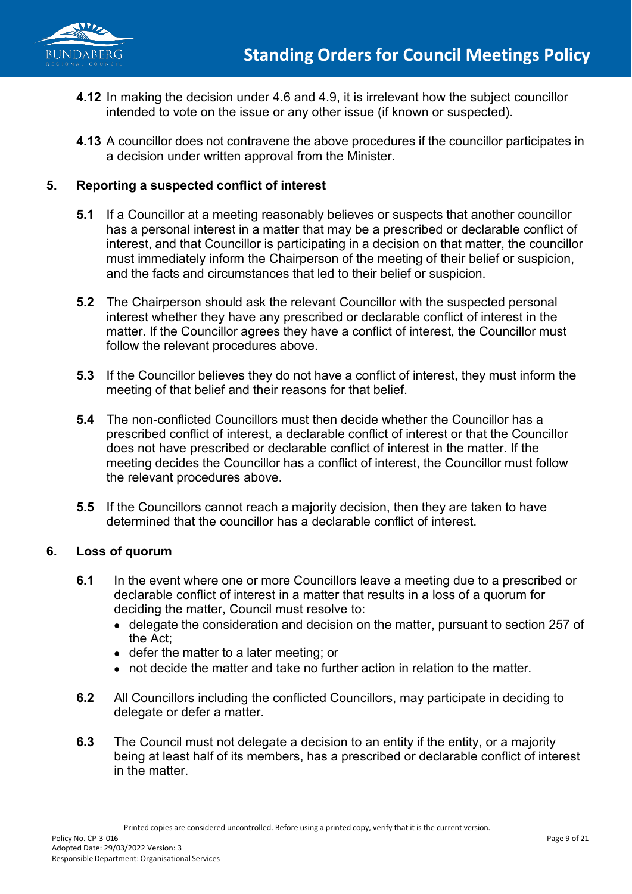**4.12** In making the decision under 4.6 and 4.9, it is irrelevant how the subject councillor intended to vote on the issue or any other issue (if known or suspected).

**4.13** A councillor does not contravene the above procedures if the councillor participates in a decision under written approval from the Minister.

## 5. Reporting a suspected conflict of interest

**5.1** If a Councillor at a meeting reasonably believes or suspects that another councillor has a personal interest in a matter that may be a prescribed or declarable conflict of interest, and that Councillor is participating in a decision on that matter, the councillor must immediately inform the Chairperson of the meeting of their belief or suspicion, and the facts and circumstances that led to their belief or suspicion.

**5.2** The Chairperson should ask the relevant Councillor with the suspected personal interest whether they have any prescribed or declarable conflict of interest in the matter. If the Councillor agrees they have a conflict of interest, the Councillor must follow the relevant procedures above.

**5.3** If the Councillor believes they do not have a conflict of interest, they must inform the meeting of that belief and their reasons for that belief.

**5.4** The non-conflicted Councillors must then decide whether the Councillor has a prescribed conflict of interest, a declarable conflict of interest or that the Councillor does not have prescribed or declarable conflict of interest in the matter. If the meeting decides the Councillor has a conflict of interest, the Councillor must follow the relevant procedures above.

**5.5** If the Councillors cannot reach a majority decision, then they are taken to have determined that the councillor has a declarable conflict of interest.

## 6. Loss of quorum

**6.1** In the event where one or more Councillors leave a meeting due to a prescribed or declarable conflict of interest in a matter that results in a loss of a quorum for deciding the matter, Council must resolve to:

- delegate the consideration and decision on the matter, pursuant to section 257 of the Act;
- defer the matter to a later meeting; or
- not decide the matter and take no further action in relation to the matter.

**6.2** All Councillors including the conflicted Councillors, may participate in deciding to delegate or defer a matter.

**6.3** The Council must not delegate a decision to an entity if the entity, or a majority being at least half of its members, has a prescribed or declarable conflict of interest in the matter.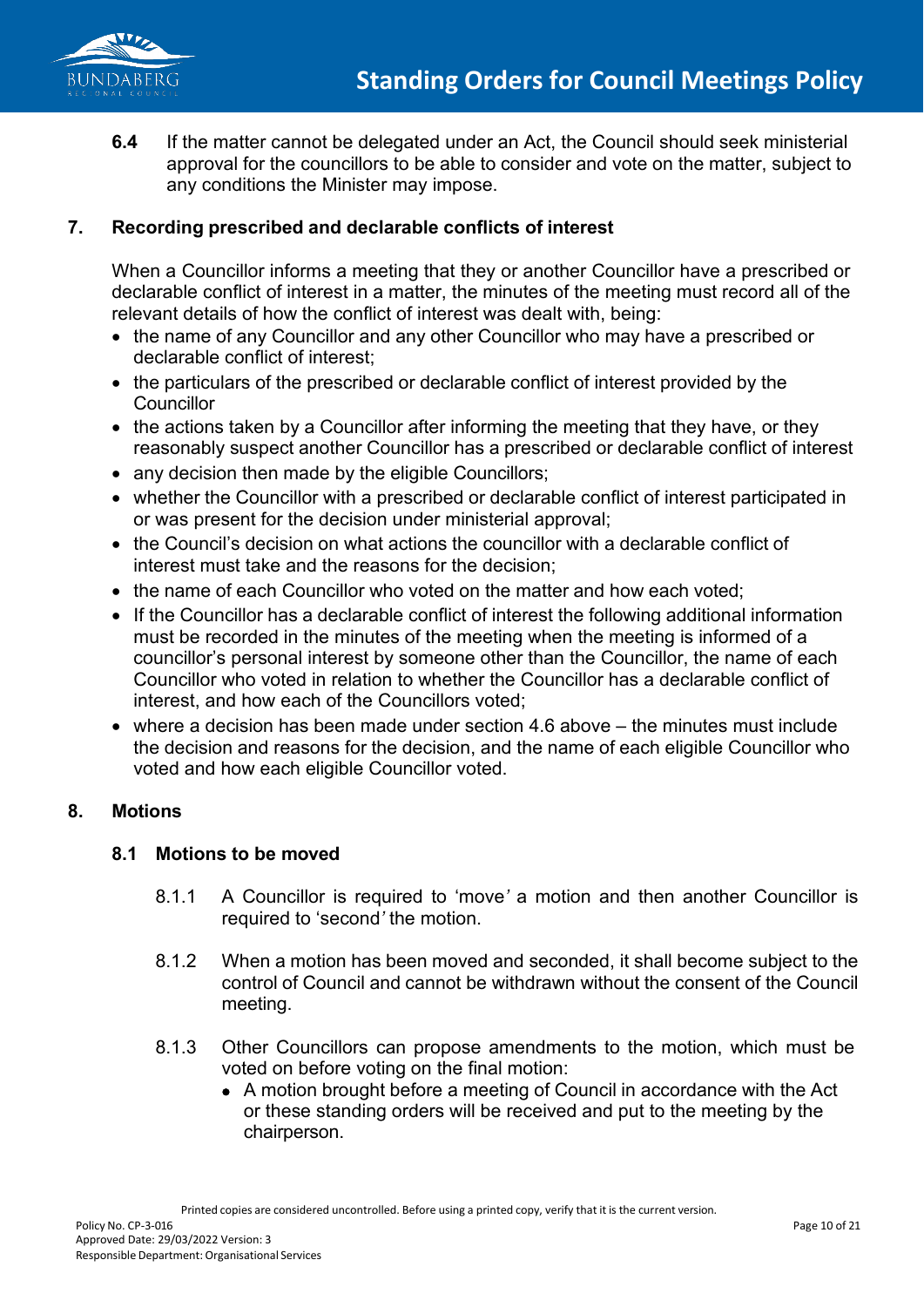**6.4** If the matter cannot be delegated under an Act, the Council should seek ministerial approval for the councillors to be able to consider and vote on the matter, subject to any conditions the Minister may impose.

## 7. Recording prescribed and declarable conflicts of interest

When a Councillor informs a meeting that they or another Councillor have a prescribed or declarable conflict of interest in a matter, the minutes of the meeting must record all of the relevant details of how the conflict of interest was dealt with, being:

- the name of any Councillor and any other Councillor who may have a prescribed or declarable conflict of interest;
- the particulars of the prescribed or declarable conflict of interest provided by the Councillor
- the actions taken by a Councillor after informing the meeting that they have, or they reasonably suspect another Councillor has a prescribed or declarable conflict of interest
- any decision then made by the eligible Councillors;
- whether the Councillor with a prescribed or declarable conflict of interest participated in or was present for the decision under ministerial approval;
- the Council's decision on what actions the councillor with a declarable conflict of interest must take and the reasons for the decision;
- the name of each Councillor who voted on the matter and how each voted;
- If the Councillor has a declarable conflict of interest the following additional information must be recorded in the minutes of the meeting when the meeting is informed of a councillor's personal interest by someone other than the Councillor, the name of each Councillor who voted in relation to whether the Councillor has a declarable conflict of interest, and how each of the Councillors voted;
- where a decision has been made under section 4.6 above – the minutes must include the decision and reasons for the decision, and the name of each eligible Councillor who voted and how each eligible Councillor voted.

## 8. Motions

### 8.1 Motions to be moved

8.1.1 A Councillor is required to 'move' a motion and then another Councillor is required to 'second' the motion.

8.1.2 When a motion has been moved and seconded, it shall become subject to the control of Council and cannot be withdrawn without the consent of the Council meeting.

8.1.3 Other Councillors can propose amendments to the motion, which must be voted on before voting on the final motion:

- A motion brought before a meeting of Council in accordance with the Act or these standing orders will be received and put to the meeting by the chairperson.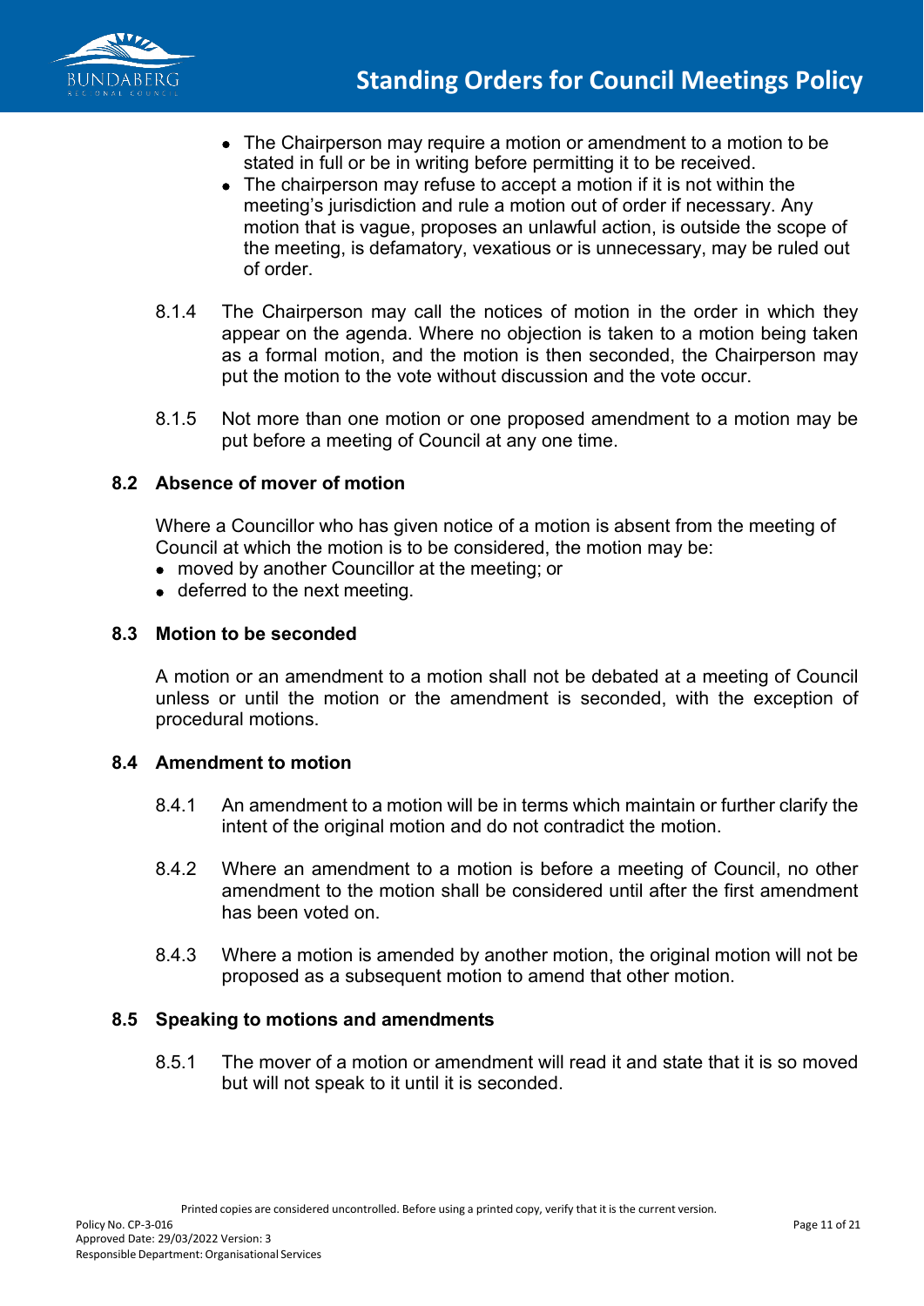- The Chairperson may require a motion or amendment to a motion to be stated in full or be in writing before permitting it to be received.
- The chairperson may refuse to accept a motion if it is not within the meeting's jurisdiction and rule a motion out of order if necessary. Any motion that is vague, proposes an unlawful action, is outside the scope of the meeting, is defamatory, vexatious or is unnecessary, may be ruled out of order.

8.1.4 The Chairperson may call the notices of motion in the order in which they appear on the agenda. Where no objection is taken to a motion being taken as a formal motion, and the motion is then seconded, the Chairperson may put the motion to the vote without discussion and the vote occur.

8.1.5 Not more than one motion or one proposed amendment to a motion may be put before a meeting of Council at any one time.

### 8.2 Absence of mover of motion

Where a Councillor who has given notice of a motion is absent from the meeting of Council at which the motion is to be considered, the motion may be:

- moved by another Councillor at the meeting; or
- deferred to the next meeting.

### 8.3 Motion to be seconded

A motion or an amendment to a motion shall not be debated at a meeting of Council unless or until the motion or the amendment is seconded, with the exception of procedural motions.

### 8.4 Amendment to motion

8.4.1 An amendment to a motion will be in terms which maintain or further clarify the intent of the original motion and do not contradict the motion.

8.4.2 Where an amendment to a motion is before a meeting of Council, no other amendment to the motion shall be considered until after the first amendment has been voted on.

8.4.3 Where a motion is amended by another motion, the original motion will not be proposed as a subsequent motion to amend that other motion.

### 8.5 Speaking to motions and amendments

8.5.1 The mover of a motion or amendment will read it and state that it is so moved but will not speak to it until it is seconded.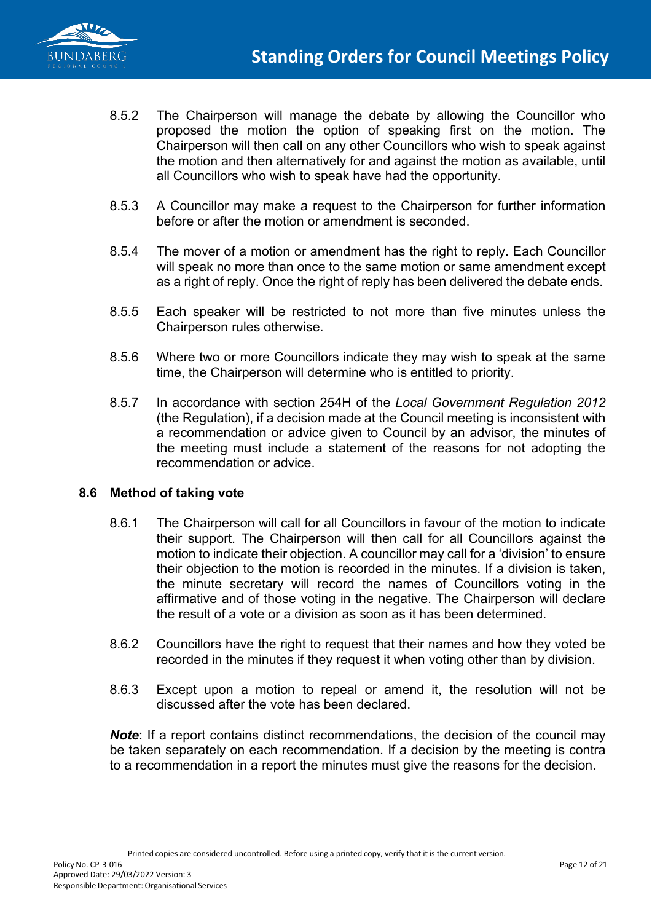8.5.2 The Chairperson will manage the debate by allowing the Councillor who proposed the motion the option of speaking first on the motion. The Chairperson will then call on any other Councillors who wish to speak against the motion and then alternatively for and against the motion as available, until all Councillors who wish to speak have had the opportunity.

8.5.3 A Councillor may make a request to the Chairperson for further information before or after the motion or amendment is seconded.

8.5.4 The mover of a motion or amendment has the right to reply. Each Councillor will speak no more than once to the same motion or same amendment except as a right of reply. Once the right of reply has been delivered the debate ends.

8.5.5 Each speaker will be restricted to not more than five minutes unless the Chairperson rules otherwise.

8.5.6 Where two or more Councillors indicate they may wish to speak at the same time, the Chairperson will determine who is entitled to priority.

8.5.7 In accordance with section 254H of the *Local Government Regulation 2012* (the Regulation), if a decision made at the Council meeting is inconsistent with a recommendation or advice given to Council by an advisor, the minutes of the meeting must include a statement of the reasons for not adopting the recommendation or advice.

### 8.6 Method of taking vote

8.6.1 The Chairperson will call for all Councillors in favour of the motion to indicate their support. The Chairperson will then call for all Councillors against the motion to indicate their objection. A councillor may call for a 'division' to ensure their objection to the motion is recorded in the minutes. If a division is taken, the minute secretary will record the names of Councillors voting in the affirmative and of those voting in the negative. The Chairperson will declare the result of a vote or a division as soon as it has been determined.

8.6.2 Councillors have the right to request that their names and how they voted be recorded in the minutes if they request it when voting other than by division.

8.6.3 Except upon a motion to repeal or amend it, the resolution will not be discussed after the vote has been declared.

***Note***: If a report contains distinct recommendations, the decision of the council may be taken separately on each recommendation. If a decision by the meeting is contra to a recommendation in a report the minutes must give the reasons for the decision.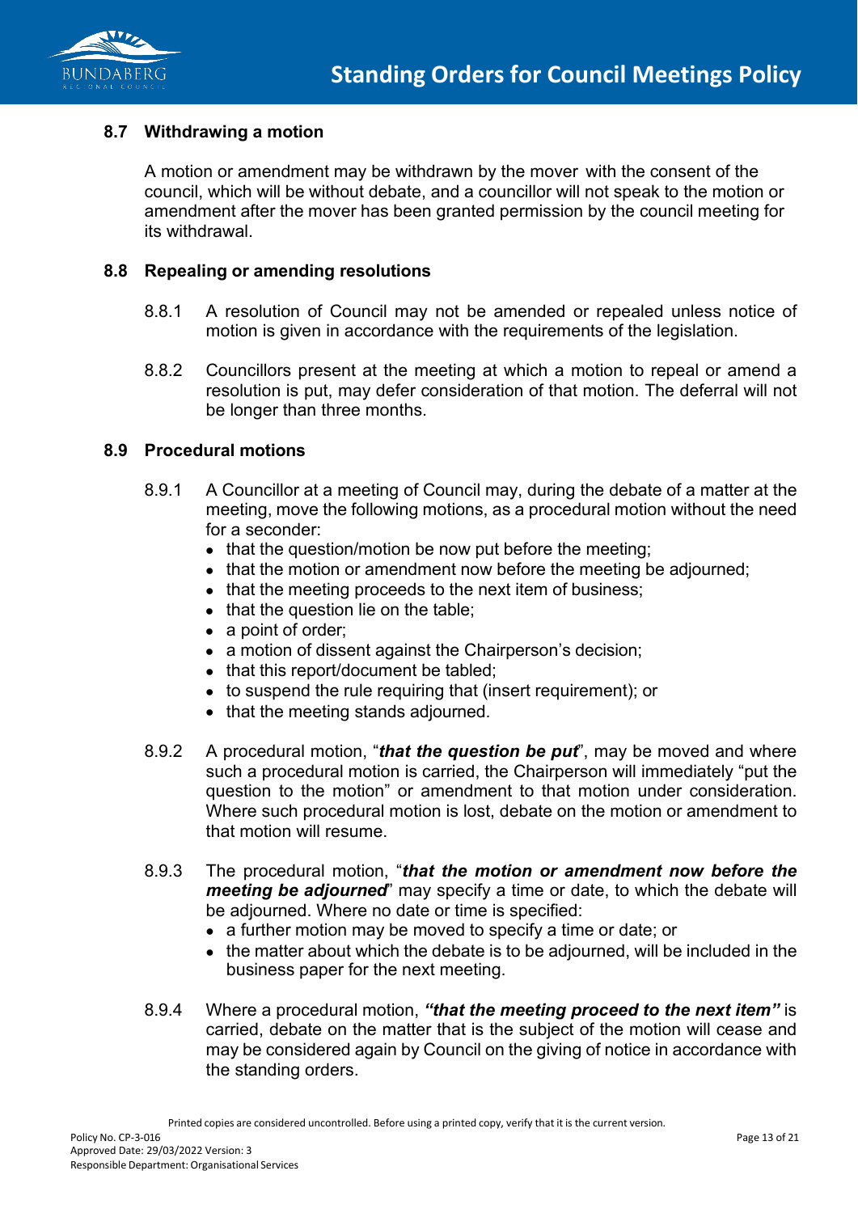## 8.7 Withdrawing a motion

A motion or amendment may be withdrawn by the mover with the consent of the council, which will be without debate, and a councillor will not speak to the motion or amendment after the mover has been granted permission by the council meeting for its withdrawal.

## 8.8 Repealing or amending resolutions

8.8.1 A resolution of Council may not be amended or repealed unless notice of motion is given in accordance with the requirements of the legislation.

8.8.2 Councillors present at the meeting at which a motion to repeal or amend a resolution is put, may defer consideration of that motion. The deferral will not be longer than three months.

## 8.9 Procedural motions

8.9.1 A Councillor at a meeting of Council may, during the debate of a matter at the meeting, move the following motions, as a procedural motion without the need for a seconder:

- that the question/motion be now put before the meeting;
- that the motion or amendment now before the meeting be adjourned;
- that the meeting proceeds to the next item of business;
- that the question lie on the table;
- a point of order;
- a motion of dissent against the Chairperson's decision;
- that this report/document be tabled;
- to suspend the rule requiring that (insert requirement); or
- that the meeting stands adjourned.

8.9.2 A procedural motion, "***that the question be put***", may be moved and where such a procedural motion is carried, the Chairperson will immediately "put the question to the motion" or amendment to that motion under consideration. Where such procedural motion is lost, debate on the motion or amendment to that motion will resume.

8.9.3 The procedural motion, "***that the motion or amendment now before the meeting be adjourned***" may specify a time or date, to which the debate will be adjourned. Where no date or time is specified:

- a further motion may be moved to specify a time or date; or
- the matter about which the debate is to be adjourned, will be included in the business paper for the next meeting.

8.9.4 Where a procedural motion, ***"that the meeting proceed to the next item"*** is carried, debate on the matter that is the subject of the motion will cease and may be considered again by Council on the giving of notice in accordance with the standing orders.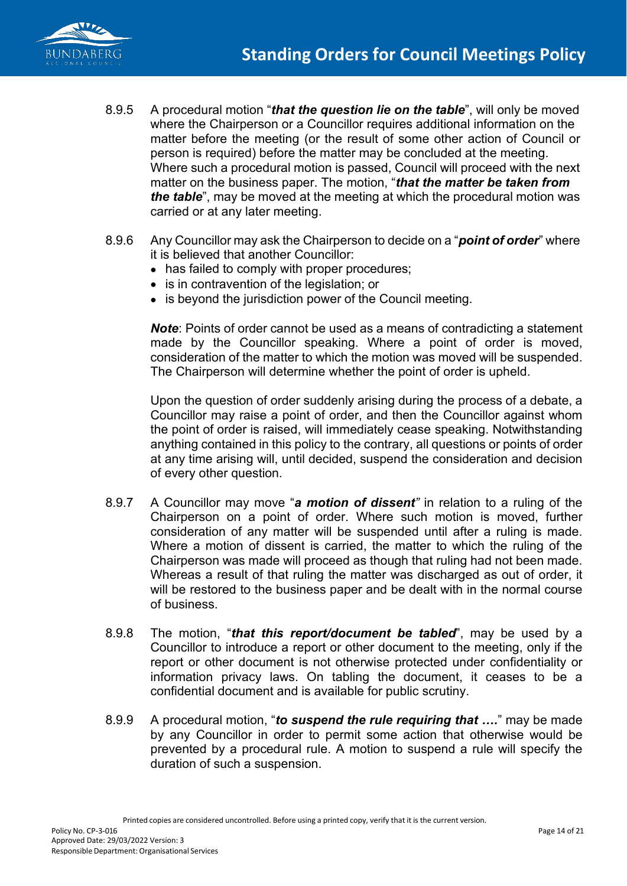8.9.5 A procedural motion "***that the question lie on the table***", will only be moved where the Chairperson or a Councillor requires additional information on the matter before the meeting (or the result of some other action of Council or person is required) before the matter may be concluded at the meeting. Where such a procedural motion is passed, Council will proceed with the next matter on the business paper. The motion, "***that the matter be taken from the table***", may be moved at the meeting at which the procedural motion was carried or at any later meeting.

8.9.6 Any Councillor may ask the Chairperson to decide on a "***point of order***" where it is believed that another Councillor:

- has failed to comply with proper procedures;
- is in contravention of the legislation; or
- is beyond the jurisdiction power of the Council meeting.

***Note***: Points of order cannot be used as a means of contradicting a statement made by the Councillor speaking. Where a point of order is moved, consideration of the matter to which the motion was moved will be suspended. The Chairperson will determine whether the point of order is upheld.

Upon the question of order suddenly arising during the process of a debate, a Councillor may raise a point of order, and then the Councillor against whom the point of order is raised, will immediately cease speaking. Notwithstanding anything contained in this policy to the contrary, all questions or points of order at any time arising will, until decided, suspend the consideration and decision of every other question.

8.9.7 A Councillor may move "***a motion of dissent***" in relation to a ruling of the Chairperson on a point of order. Where such motion is moved, further consideration of any matter will be suspended until after a ruling is made. Where a motion of dissent is carried, the matter to which the ruling of the Chairperson was made will proceed as though that ruling had not been made. Whereas a result of that ruling the matter was discharged as out of order, it will be restored to the business paper and be dealt with in the normal course of business.

8.9.8 The motion, "***that this report/document be tabled***", may be used by a Councillor to introduce a report or other document to the meeting, only if the report or other document is not otherwise protected under confidentiality or information privacy laws. On tabling the document, it ceases to be a confidential document and is available for public scrutiny.

8.9.9 A procedural motion, "***to suspend the rule requiring that ….***" may be made by any Councillor in order to permit some action that otherwise would be prevented by a procedural rule. A motion to suspend a rule will specify the duration of such a suspension.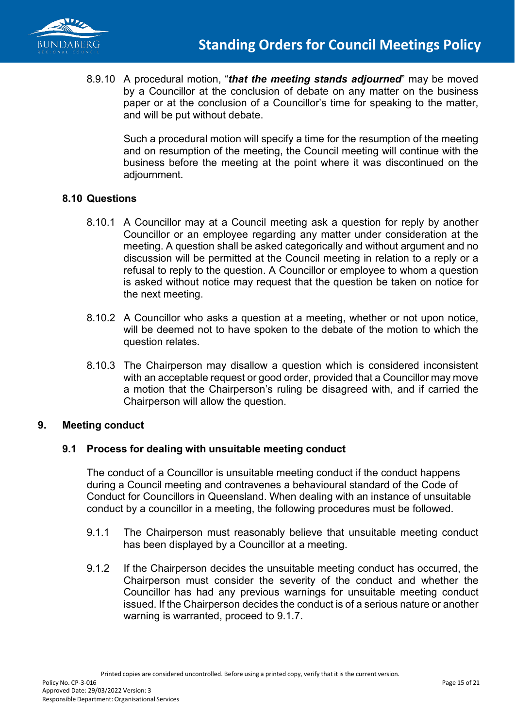8.9.10 A procedural motion, "***that the meeting stands adjourned***" may be moved by a Councillor at the conclusion of debate on any matter on the business paper or at the conclusion of a Councillor's time for speaking to the matter, and will be put without debate.

Such a procedural motion will specify a time for the resumption of the meeting and on resumption of the meeting, the Council meeting will continue with the business before the meeting at the point where it was discontinued on the adjournment.

### 8.10 Questions

8.10.1 A Councillor may at a Council meeting ask a question for reply by another Councillor or an employee regarding any matter under consideration at the meeting. A question shall be asked categorically and without argument and no discussion will be permitted at the Council meeting in relation to a reply or a refusal to reply to the question. A Councillor or employee to whom a question is asked without notice may request that the question be taken on notice for the next meeting.

8.10.2 A Councillor who asks a question at a meeting, whether or not upon notice, will be deemed not to have spoken to the debate of the motion to which the question relates.

8.10.3 The Chairperson may disallow a question which is considered inconsistent with an acceptable request or good order, provided that a Councillor may move a motion that the Chairperson's ruling be disagreed with, and if carried the Chairperson will allow the question.

## 9. Meeting conduct

### 9.1 Process for dealing with unsuitable meeting conduct

The conduct of a Councillor is unsuitable meeting conduct if the conduct happens during a Council meeting and contravenes a behavioural standard of the Code of Conduct for Councillors in Queensland. When dealing with an instance of unsuitable conduct by a councillor in a meeting, the following procedures must be followed.

9.1.1 The Chairperson must reasonably believe that unsuitable meeting conduct has been displayed by a Councillor at a meeting.

9.1.2 If the Chairperson decides the unsuitable meeting conduct has occurred, the Chairperson must consider the severity of the conduct and whether the Councillor has had any previous warnings for unsuitable meeting conduct issued. If the Chairperson decides the conduct is of a serious nature or another warning is warranted, proceed to 9.1.7.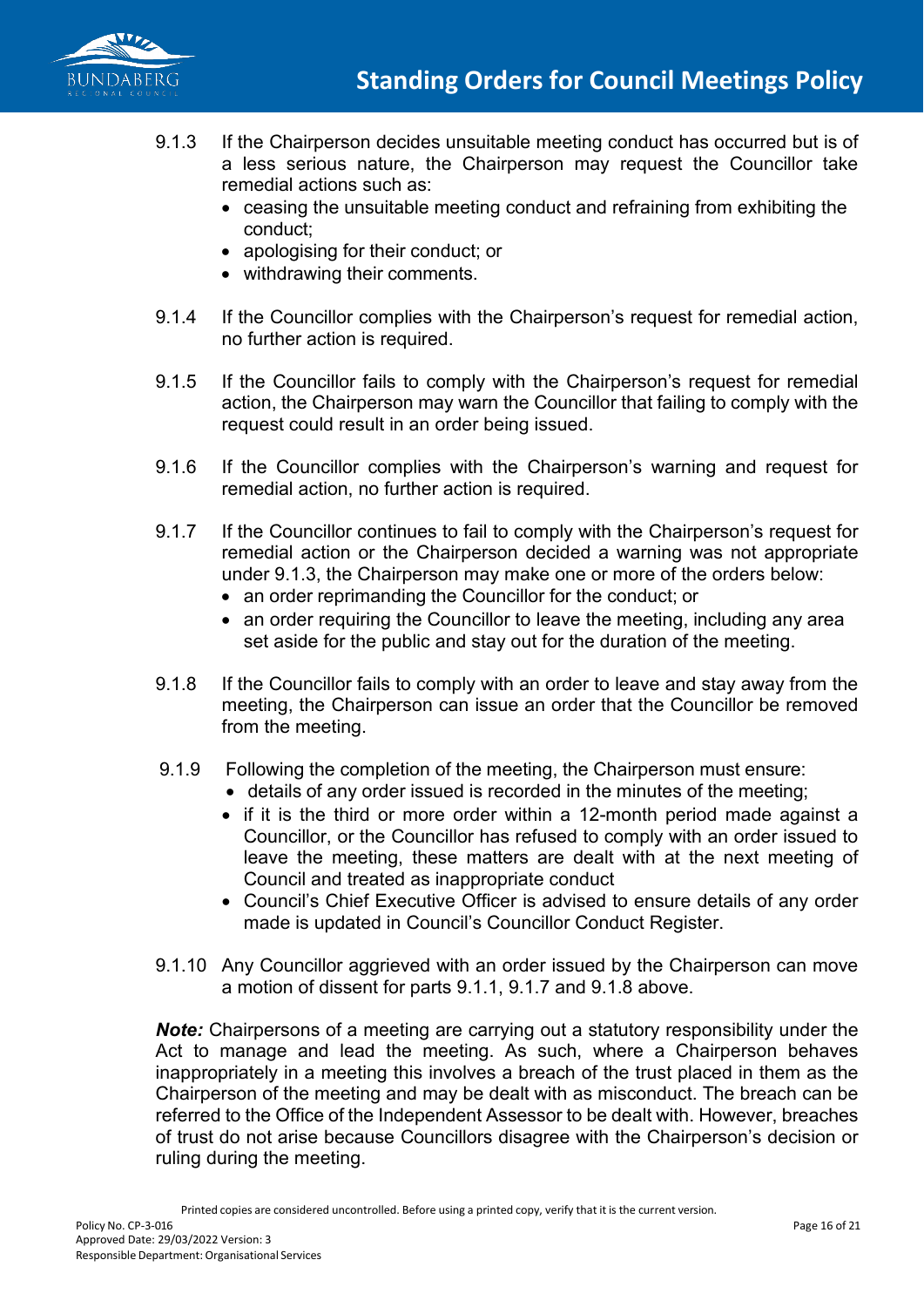9.1.3 If the Chairperson decides unsuitable meeting conduct has occurred but is of a less serious nature, the Chairperson may request the Councillor take remedial actions such as:

- ceasing the unsuitable meeting conduct and refraining from exhibiting the conduct;
- apologising for their conduct; or
- withdrawing their comments.

9.1.4 If the Councillor complies with the Chairperson's request for remedial action, no further action is required.

9.1.5 If the Councillor fails to comply with the Chairperson's request for remedial action, the Chairperson may warn the Councillor that failing to comply with the request could result in an order being issued.

9.1.6 If the Councillor complies with the Chairperson's warning and request for remedial action, no further action is required.

9.1.7 If the Councillor continues to fail to comply with the Chairperson's request for remedial action or the Chairperson decided a warning was not appropriate under 9.1.3, the Chairperson may make one or more of the orders below:

- an order reprimanding the Councillor for the conduct; or
- an order requiring the Councillor to leave the meeting, including any area set aside for the public and stay out for the duration of the meeting.

9.1.8 If the Councillor fails to comply with an order to leave and stay away from the meeting, the Chairperson can issue an order that the Councillor be removed from the meeting.

9.1.9 Following the completion of the meeting, the Chairperson must ensure:

- details of any order issued is recorded in the minutes of the meeting;
- if it is the third or more order within a 12-month period made against a Councillor, or the Councillor has refused to comply with an order issued to leave the meeting, these matters are dealt with at the next meeting of Council and treated as inappropriate conduct
- Council's Chief Executive Officer is advised to ensure details of any order made is updated in Council's Councillor Conduct Register.

9.1.10 Any Councillor aggrieved with an order issued by the Chairperson can move a motion of dissent for parts 9.1.1, 9.1.7 and 9.1.8 above.

***Note:*** Chairpersons of a meeting are carrying out a statutory responsibility under the Act to manage and lead the meeting. As such, where a Chairperson behaves inappropriately in a meeting this involves a breach of the trust placed in them as the Chairperson of the meeting and may be dealt with as misconduct. The breach can be referred to the Office of the Independent Assessor to be dealt with. However, breaches of trust do not arise because Councillors disagree with the Chairperson's decision or ruling during the meeting.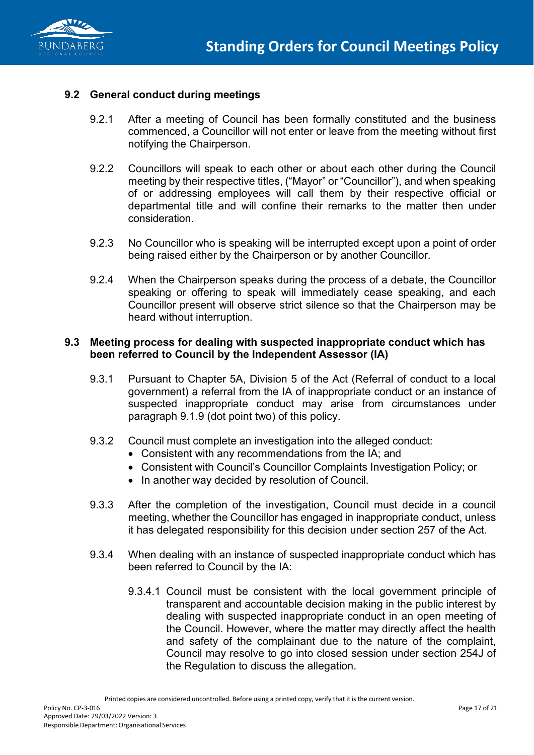### 9.2 General conduct during meetings

9.2.1 After a meeting of Council has been formally constituted and the business commenced, a Councillor will not enter or leave from the meeting without first notifying the Chairperson.

9.2.2 Councillors will speak to each other or about each other during the Council meeting by their respective titles, ("Mayor" or "Councillor"), and when speaking of or addressing employees will call them by their respective official or departmental title and will confine their remarks to the matter then under consideration.

9.2.3 No Councillor who is speaking will be interrupted except upon a point of order being raised either by the Chairperson or by another Councillor.

9.2.4 When the Chairperson speaks during the process of a debate, the Councillor speaking or offering to speak will immediately cease speaking, and each Councillor present will observe strict silence so that the Chairperson may be heard without interruption.

### 9.3 Meeting process for dealing with suspected inappropriate conduct which has been referred to Council by the Independent Assessor (IA)

9.3.1 Pursuant to Chapter 5A, Division 5 of the Act (Referral of conduct to a local government) a referral from the IA of inappropriate conduct or an instance of suspected inappropriate conduct may arise from circumstances under paragraph 9.1.9 (dot point two) of this policy.

9.3.2 Council must complete an investigation into the alleged conduct:

- Consistent with any recommendations from the IA; and
- Consistent with Council's Councillor Complaints Investigation Policy; or
- In another way decided by resolution of Council.

9.3.3 After the completion of the investigation, Council must decide in a council meeting, whether the Councillor has engaged in inappropriate conduct, unless it has delegated responsibility for this decision under section 257 of the Act.

9.3.4 When dealing with an instance of suspected inappropriate conduct which has been referred to Council by the IA:

9.3.4.1 Council must be consistent with the local government principle of transparent and accountable decision making in the public interest by dealing with suspected inappropriate conduct in an open meeting of the Council. However, where the matter may directly affect the health and safety of the complainant due to the nature of the complaint, Council may resolve to go into closed session under section 254J of the Regulation to discuss the allegation.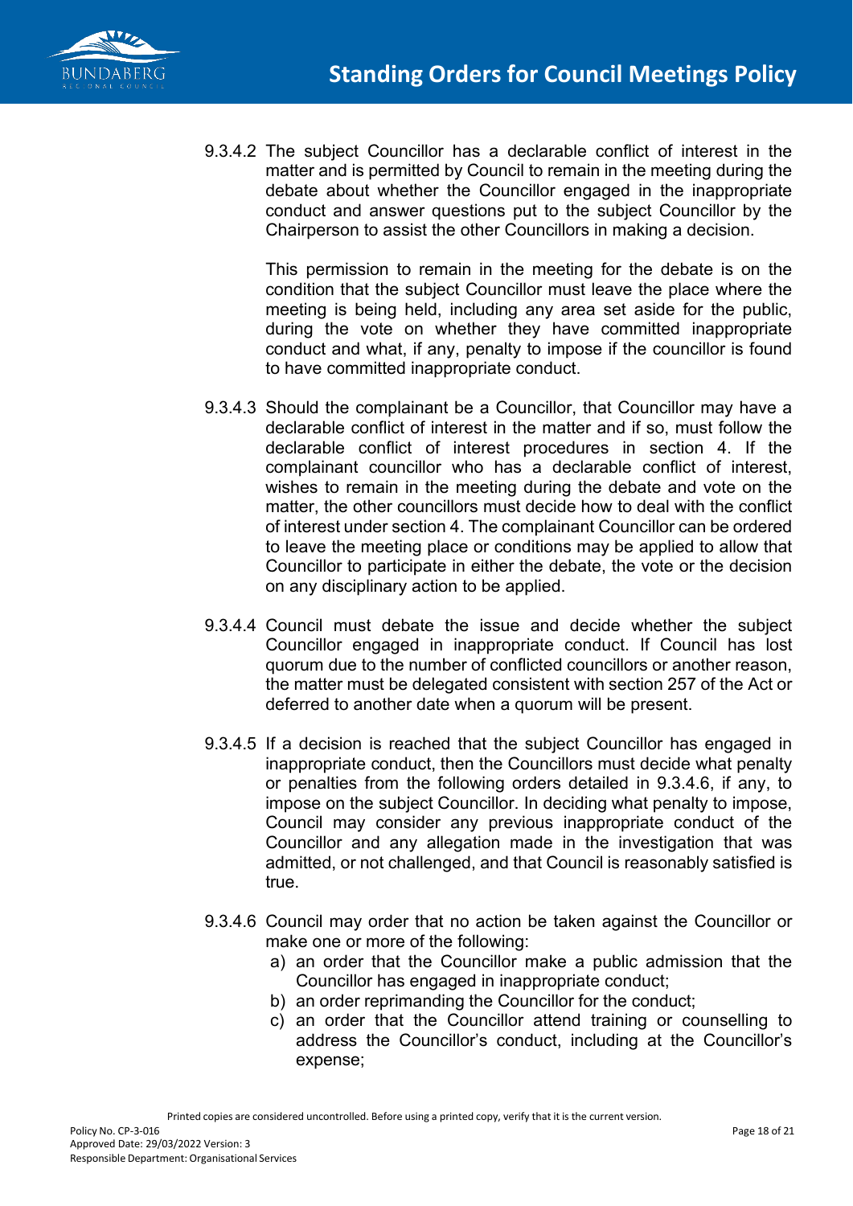9.3.4.2 The subject Councillor has a declarable conflict of interest in the matter and is permitted by Council to remain in the meeting during the debate about whether the Councillor engaged in the inappropriate conduct and answer questions put to the subject Councillor by the Chairperson to assist the other Councillors in making a decision.

This permission to remain in the meeting for the debate is on the condition that the subject Councillor must leave the place where the meeting is being held, including any area set aside for the public, during the vote on whether they have committed inappropriate conduct and what, if any, penalty to impose if the councillor is found to have committed inappropriate conduct.

9.3.4.3 Should the complainant be a Councillor, that Councillor may have a declarable conflict of interest in the matter and if so, must follow the declarable conflict of interest procedures in section 4. If the complainant councillor who has a declarable conflict of interest, wishes to remain in the meeting during the debate and vote on the matter, the other councillors must decide how to deal with the conflict of interest under section 4. The complainant Councillor can be ordered to leave the meeting place or conditions may be applied to allow that Councillor to participate in either the debate, the vote or the decision on any disciplinary action to be applied.

9.3.4.4 Council must debate the issue and decide whether the subject Councillor engaged in inappropriate conduct. If Council has lost quorum due to the number of conflicted councillors or another reason, the matter must be delegated consistent with section 257 of the Act or deferred to another date when a quorum will be present.

9.3.4.5 If a decision is reached that the subject Councillor has engaged in inappropriate conduct, then the Councillors must decide what penalty or penalties from the following orders detailed in 9.3.4.6, if any, to impose on the subject Councillor. In deciding what penalty to impose, Council may consider any previous inappropriate conduct of the Councillor and any allegation made in the investigation that was admitted, or not challenged, and that Council is reasonably satisfied is true.

9.3.4.6 Council may order that no action be taken against the Councillor or make one or more of the following:

a) an order that the Councillor make a public admission that the Councillor has engaged in inappropriate conduct;
b) an order reprimanding the Councillor for the conduct;
c) an order that the Councillor attend training or counselling to address the Councillor's conduct, including at the Councillor's expense;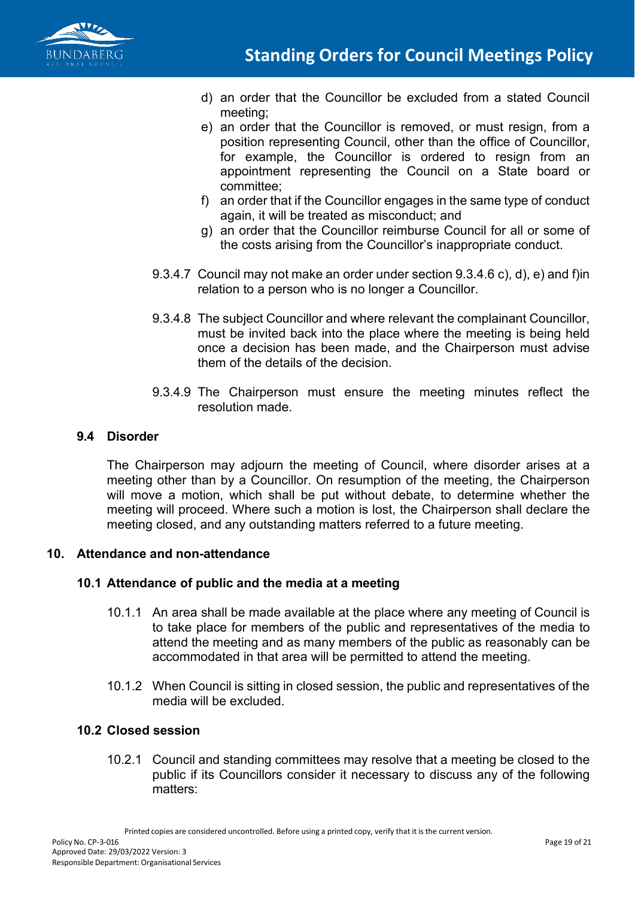d) an order that the Councillor be excluded from a stated Council meeting;
e) an order that the Councillor is removed, or must resign, from a position representing Council, other than the office of Councillor, for example, the Councillor is ordered to resign from an appointment representing the Council on a State board or committee;
f) an order that if the Councillor engages in the same type of conduct again, it will be treated as misconduct; and
g) an order that the Councillor reimburse Council for all or some of the costs arising from the Councillor's inappropriate conduct.

9.3.4.7 Council may not make an order under section 9.3.4.6 c), d), e) and f)in relation to a person who is no longer a Councillor.

9.3.4.8 The subject Councillor and where relevant the complainant Councillor, must be invited back into the place where the meeting is being held once a decision has been made, and the Chairperson must advise them of the details of the decision.

9.3.4.9 The Chairperson must ensure the meeting minutes reflect the resolution made.

### 9.4 Disorder

The Chairperson may adjourn the meeting of Council, where disorder arises at a meeting other than by a Councillor. On resumption of the meeting, the Chairperson will move a motion, which shall be put without debate, to determine whether the meeting will proceed. Where such a motion is lost, the Chairperson shall declare the meeting closed, and any outstanding matters referred to a future meeting.

## 10. Attendance and non-attendance

### 10.1 Attendance of public and the media at a meeting

10.1.1 An area shall be made available at the place where any meeting of Council is to take place for members of the public and representatives of the media to attend the meeting and as many members of the public as reasonably can be accommodated in that area will be permitted to attend the meeting.

10.1.2 When Council is sitting in closed session, the public and representatives of the media will be excluded.

### 10.2 Closed session

10.2.1 Council and standing committees may resolve that a meeting be closed to the public if its Councillors consider it necessary to discuss any of the following matters: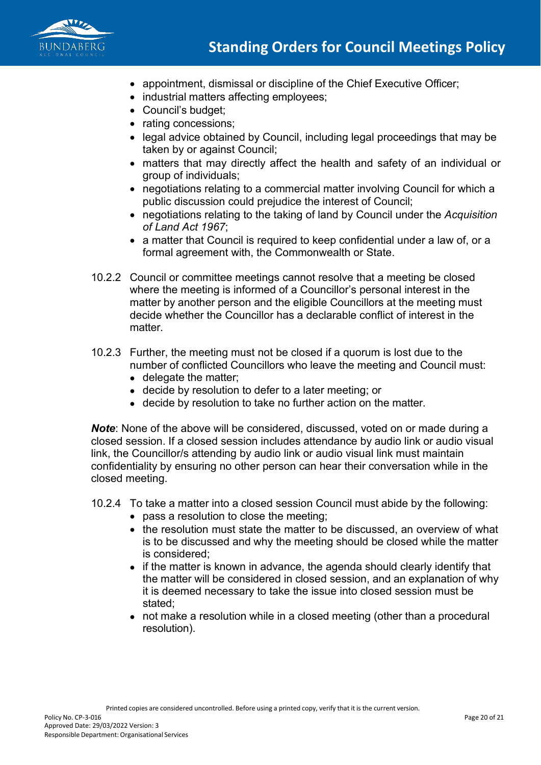- appointment, dismissal or discipline of the Chief Executive Officer;
- industrial matters affecting employees;
- Council's budget;
- rating concessions;
- legal advice obtained by Council, including legal proceedings that may be taken by or against Council;
- matters that may directly affect the health and safety of an individual or group of individuals;
- negotiations relating to a commercial matter involving Council for which a public discussion could prejudice the interest of Council;
- negotiations relating to the taking of land by Council under the *Acquisition of Land Act 1967*;
- a matter that Council is required to keep confidential under a law of, or a formal agreement with, the Commonwealth or State.

10.2.2 Council or committee meetings cannot resolve that a meeting be closed where the meeting is informed of a Councillor's personal interest in the matter by another person and the eligible Councillors at the meeting must decide whether the Councillor has a declarable conflict of interest in the matter.

10.2.3 Further, the meeting must not be closed if a quorum is lost due to the number of conflicted Councillors who leave the meeting and Council must:

- delegate the matter;
- decide by resolution to defer to a later meeting; or
- decide by resolution to take no further action on the matter.

***Note***: None of the above will be considered, discussed, voted on or made during a closed session. If a closed session includes attendance by audio link or audio visual link, the Councillor/s attending by audio link or audio visual link must maintain confidentiality by ensuring no other person can hear their conversation while in the closed meeting.

10.2.4 To take a matter into a closed session Council must abide by the following:

- pass a resolution to close the meeting;
- the resolution must state the matter to be discussed, an overview of what is to be discussed and why the meeting should be closed while the matter is considered;
- if the matter is known in advance, the agenda should clearly identify that the matter will be considered in closed session, and an explanation of why it is deemed necessary to take the issue into closed session must be stated;
- not make a resolution while in a closed meeting (other than a procedural resolution).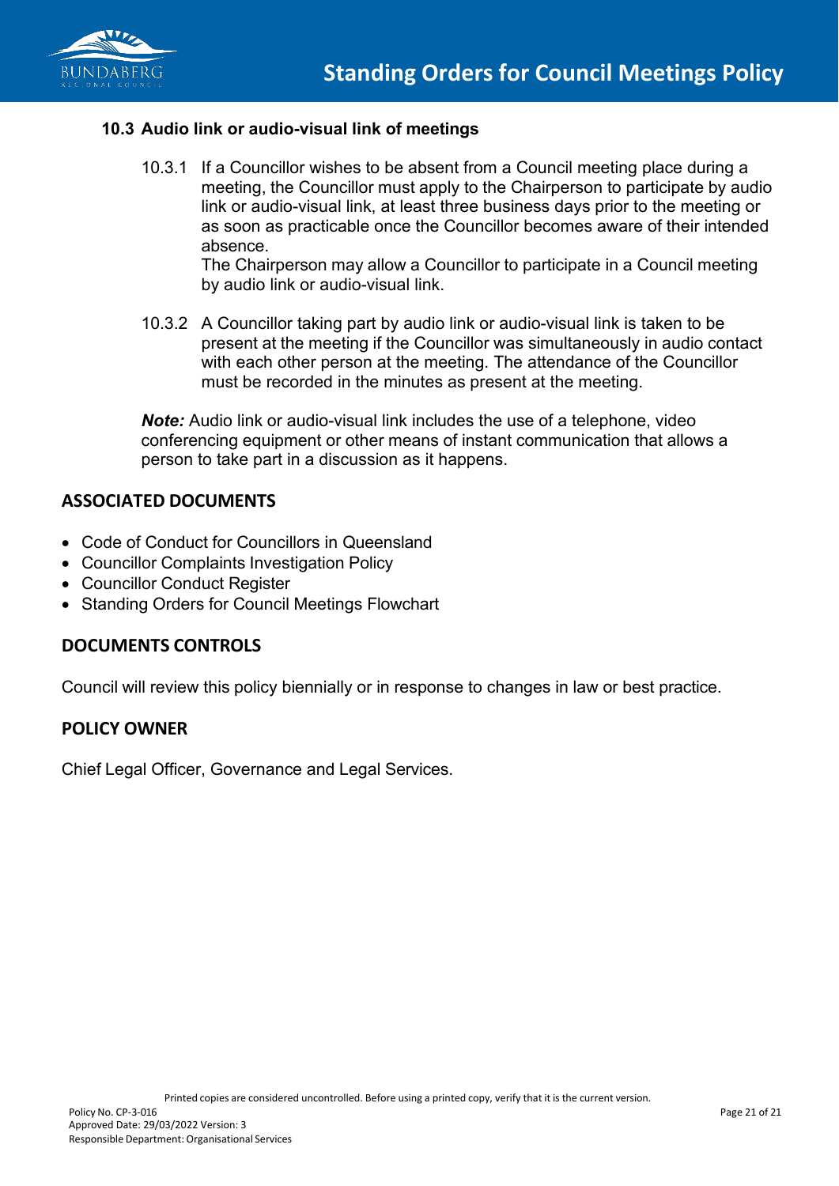### 10.3 Audio link or audio-visual link of meetings

10.3.1 If a Councillor wishes to be absent from a Council meeting place during a meeting, the Councillor must apply to the Chairperson to participate by audio link or audio-visual link, at least three business days prior to the meeting or as soon as practicable once the Councillor becomes aware of their intended absence.
The Chairperson may allow a Councillor to participate in a Council meeting by audio link or audio-visual link.

10.3.2 A Councillor taking part by audio link or audio-visual link is taken to be present at the meeting if the Councillor was simultaneously in audio contact with each other person at the meeting. The attendance of the Councillor must be recorded in the minutes as present at the meeting.

***Note:*** Audio link or audio-visual link includes the use of a telephone, video conferencing equipment or other means of instant communication that allows a person to take part in a discussion as it happens.

## ASSOCIATED DOCUMENTS

- Code of Conduct for Councillors in Queensland
- Councillor Complaints Investigation Policy
- Councillor Conduct Register
- Standing Orders for Council Meetings Flowchart

## DOCUMENTS CONTROLS

Council will review this policy biennially or in response to changes in law or best practice.

## POLICY OWNER

Chief Legal Officer, Governance and Legal Services.